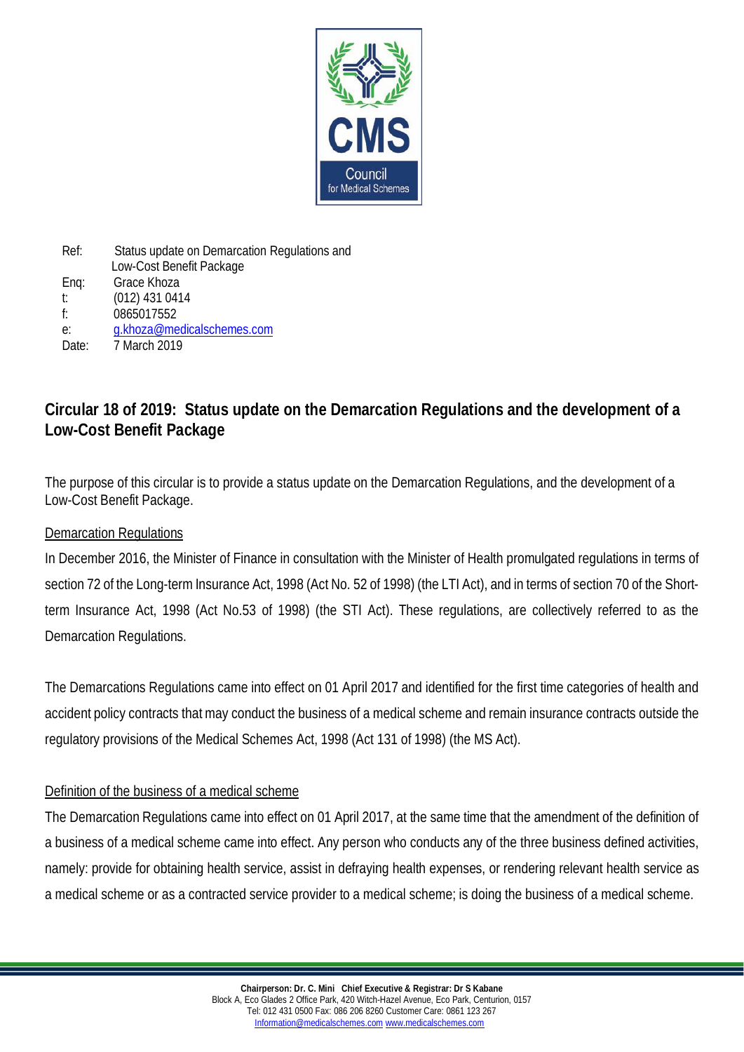Ref: Status update on Demarcation Regulations and Low-Cost Benefit Package
Enq: Grace Khoza
t: (012) 431 0414
f: 0865017552
e: g.khoza@medicalschemes.com
Date: 7 March 2019

## Circular 18 of 2019: Status update on the Demarcation Regulations and the development of a Low-Cost Benefit Package

The purpose of this circular is to provide a status update on the Demarcation Regulations, and the development of a Low-Cost Benefit Package.

### Demarcation Regulations

In December 2016, the Minister of Finance in consultation with the Minister of Health promulgated regulations in terms of section 72 of the Long-term Insurance Act, 1998 (Act No. 52 of 1998) (the LTI Act), and in terms of section 70 of the Short-term Insurance Act, 1998 (Act No.53 of 1998) (the STI Act). These regulations, are collectively referred to as the Demarcation Regulations.

The Demarcations Regulations came into effect on 01 April 2017 and identified for the first time categories of health and accident policy contracts that may conduct the business of a medical scheme and remain insurance contracts outside the regulatory provisions of the Medical Schemes Act, 1998 (Act 131 of 1998) (the MS Act).

### Definition of the business of a medical scheme

The Demarcation Regulations came into effect on 01 April 2017, at the same time that the amendment of the definition of a business of a medical scheme came into effect. Any person who conducts any of the three business defined activities, namely: provide for obtaining health service, assist in defraying health expenses, or rendering relevant health service as a medical scheme or as a contracted service provider to a medical scheme; is doing the business of a medical scheme.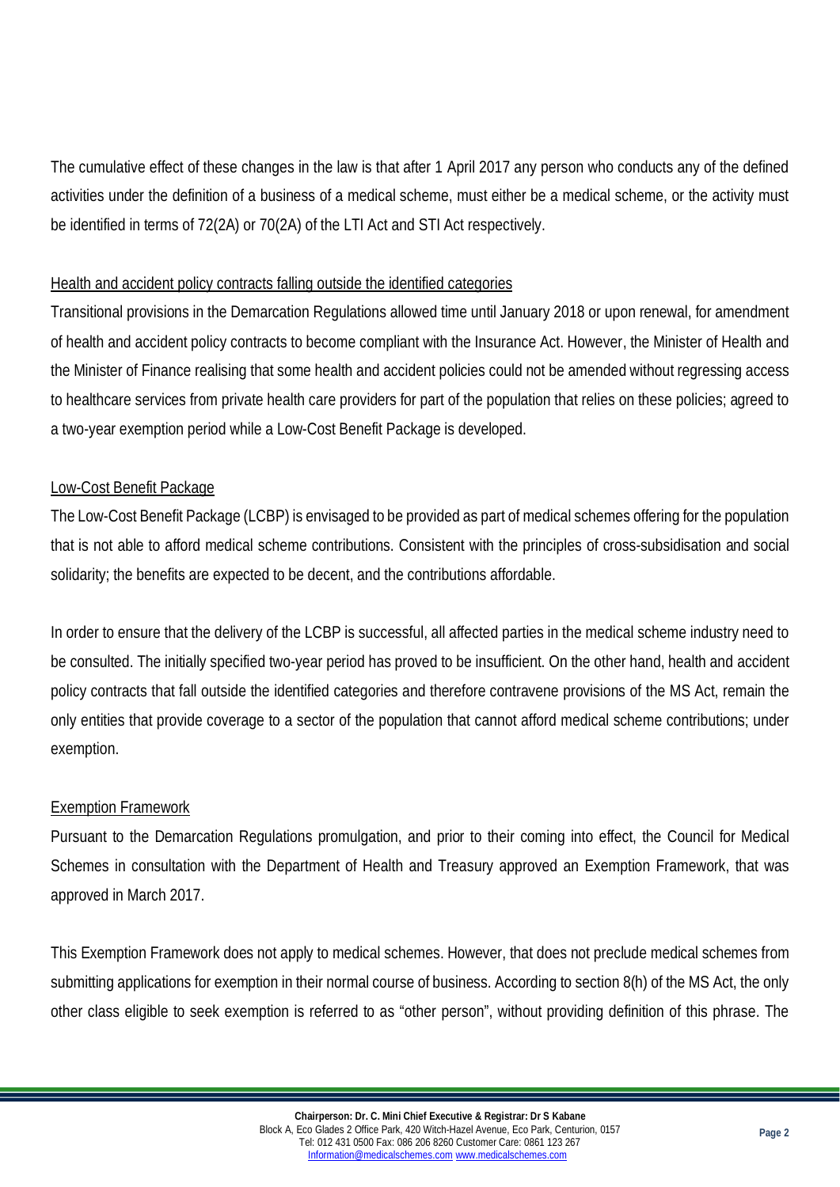The cumulative effect of these changes in the law is that after 1 April 2017 any person who conducts any of the defined activities under the definition of a business of a medical scheme, must either be a medical scheme, or the activity must be identified in terms of 72(2A) or 70(2A) of the LTI Act and STI Act respectively.

<u>Health and accident policy contracts falling outside the identified categories</u>

Transitional provisions in the Demarcation Regulations allowed time until January 2018 or upon renewal, for amendment of health and accident policy contracts to become compliant with the Insurance Act. However, the Minister of Health and the Minister of Finance realising that some health and accident policies could not be amended without regressing access to healthcare services from private health care providers for part of the population that relies on these policies; agreed to a two-year exemption period while a Low-Cost Benefit Package is developed.

<u>Low-Cost Benefit Package</u>

The Low-Cost Benefit Package (LCBP) is envisaged to be provided as part of medical schemes offering for the population that is not able to afford medical scheme contributions. Consistent with the principles of cross-subsidisation and social solidarity; the benefits are expected to be decent, and the contributions affordable.

In order to ensure that the delivery of the LCBP is successful, all affected parties in the medical scheme industry need to be consulted. The initially specified two-year period has proved to be insufficient. On the other hand, health and accident policy contracts that fall outside the identified categories and therefore contravene provisions of the MS Act, remain the only entities that provide coverage to a sector of the population that cannot afford medical scheme contributions; under exemption.

<u>Exemption Framework</u>

Pursuant to the Demarcation Regulations promulgation, and prior to their coming into effect, the Council for Medical Schemes in consultation with the Department of Health and Treasury approved an Exemption Framework, that was approved in March 2017.

This Exemption Framework does not apply to medical schemes. However, that does not preclude medical schemes from submitting applications for exemption in their normal course of business. According to section 8(h) of the MS Act, the only other class eligible to seek exemption is referred to as "other person", without providing definition of this phrase. The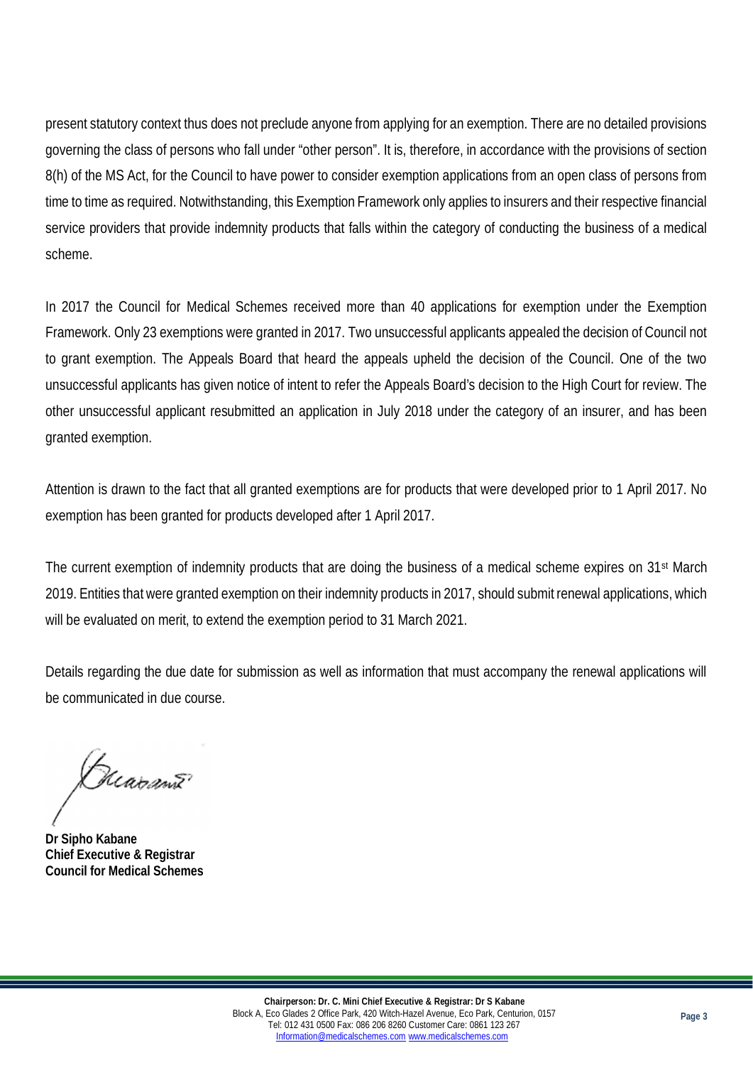present statutory context thus does not preclude anyone from applying for an exemption. There are no detailed provisions governing the class of persons who fall under “other person”. It is, therefore, in accordance with the provisions of section 8(h) of the MS Act, for the Council to have power to consider exemption applications from an open class of persons from time to time as required. Notwithstanding, this Exemption Framework only applies to insurers and their respective financial service providers that provide indemnity products that falls within the category of conducting the business of a medical scheme.

In 2017 the Council for Medical Schemes received more than 40 applications for exemption under the Exemption Framework. Only 23 exemptions were granted in 2017. Two unsuccessful applicants appealed the decision of Council not to grant exemption. The Appeals Board that heard the appeals upheld the decision of the Council. One of the two unsuccessful applicants has given notice of intent to refer the Appeals Board’s decision to the High Court for review. The other unsuccessful applicant resubmitted an application in July 2018 under the category of an insurer, and has been granted exemption.

Attention is drawn to the fact that all granted exemptions are for products that were developed prior to 1 April 2017. No exemption has been granted for products developed after 1 April 2017.

The current exemption of indemnity products that are doing the business of a medical scheme expires on 31st March 2019. Entities that were granted exemption on their indemnity products in 2017, should submit renewal applications, which will be evaluated on merit, to extend the exemption period to 31 March 2021.

Details regarding the due date for submission as well as information that must accompany the renewal applications will be communicated in due course.

**Dr Sipho Kabane**
**Chief Executive & Registrar**
**Council for Medical Schemes**